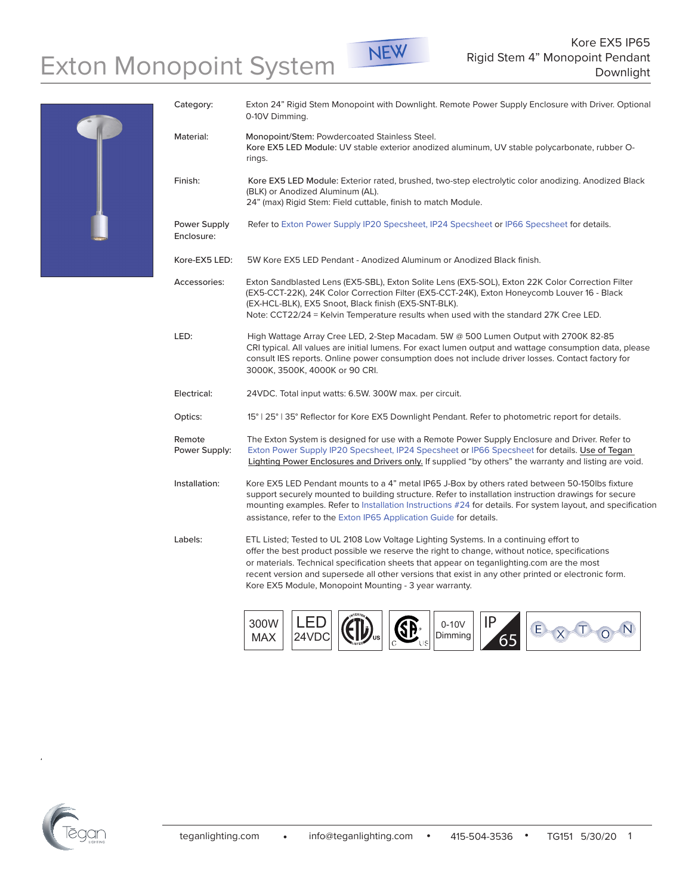# Exton Monopoint System

NEW

Kore EX5 IP65
Rigid Stem 4" Monopoint Pendant
Downlight

| | |
|---|---|
| Category: | Exton 24" Rigid Stem Monopoint with Downlight. Remote Power Supply Enclosure with Driver. Optional 0-10V Dimming. |
| Material: | Monopoint/Stem: Powdercoated Stainless Steel.<br>**Kore EX5 LED Module:** UV stable exterior anodized aluminum, UV stable polycarbonate, rubber O-rings. |
| Finish: | **Kore EX5 LED Module:** Exterior rated, brushed, two-step electrolytic color anodizing. Anodized Black (BLK) or Anodized Aluminum (AL).<br>24" (max) Rigid Stem: Field cuttable, finish to match Module. |
| Power Supply Enclosure: | Refer to Exton Power Supply IP20 Specsheet, IP24 Specsheet or IP66 Specsheet for details. |
| Kore-EX5 LED: | 5W Kore EX5 LED Pendant - Anodized Aluminum or Anodized Black finish. |
| Accessories: | Exton Sandblasted Lens (EX5-SBL), Exton Solite Lens (EX5-SOL), Exton 22K Color Correction Filter (EX5-CCT-22K), 24K Color Correction Filter (EX5-CCT-24K), Exton Honeycomb Louver 16 - Black (EX-HCL-BLK), EX5 Snoot, Black finish (EX5-SNT-BLK).<br>Note: CCT22/24 = Kelvin Temperature results when used with the standard 27K Cree LED. |
| LED: | High Wattage Array Cree LED, 2-Step Macadam. 5W @ 500 Lumen Output with 2700K 82-85 CRI typical. All values are initial lumens. For exact lumen output and wattage consumption data, please consult IES reports. Online power consumption does not include driver losses. Contact factory for 3000K, 3500K, 4000K or 90 CRI. |
| Electrical: | 24VDC. Total input watts: 6.5W. 300W max. per circuit. |
| Optics: | 15° \| 25° \| 35° Reflector for Kore EX5 Downlight Pendant. Refer to photometric report for details. |
| Remote Power Supply: | The Exton System is designed for use with a Remote Power Supply Enclosure and Driver. Refer to Exton Power Supply IP20 Specsheet, IP24 Specsheet or IP66 Specsheet for details. Use of Tegan Lighting Power Enclosures and Drivers only. If supplied "by others" the warranty and listing are void. |
| Installation: | Kore EX5 LED Pendant mounts to a 4" metal IP65 J-Box by others rated between 50-150lbs fixture support securely mounted to building structure. Refer to installation instruction drawings for secure mounting examples. Refer to Installation Instructions #24 for details. For system layout, and specification assistance, refer to the Exton IP65 Application Guide for details. |
| Labels: | ETL Listed; Tested to UL 2108 Low Voltage Lighting Systems. In a continuing effort to offer the best product possible we reserve the right to change, without notice, specifications or materials. Technical specification sheets that appear on teganlighting.com are the most recent version and supersede all other versions that exist in any other printed or electronic form. Kore EX5 Module, Monopoint Mounting - 3 year warranty. |

300W MAX | LED 24VDC | ETL US | CSA C US | 0-10V Dimming | IP 65 | EXTON

teganlighting.com • info@teganlighting.com • 415-504-3536 • TG151 5/30/20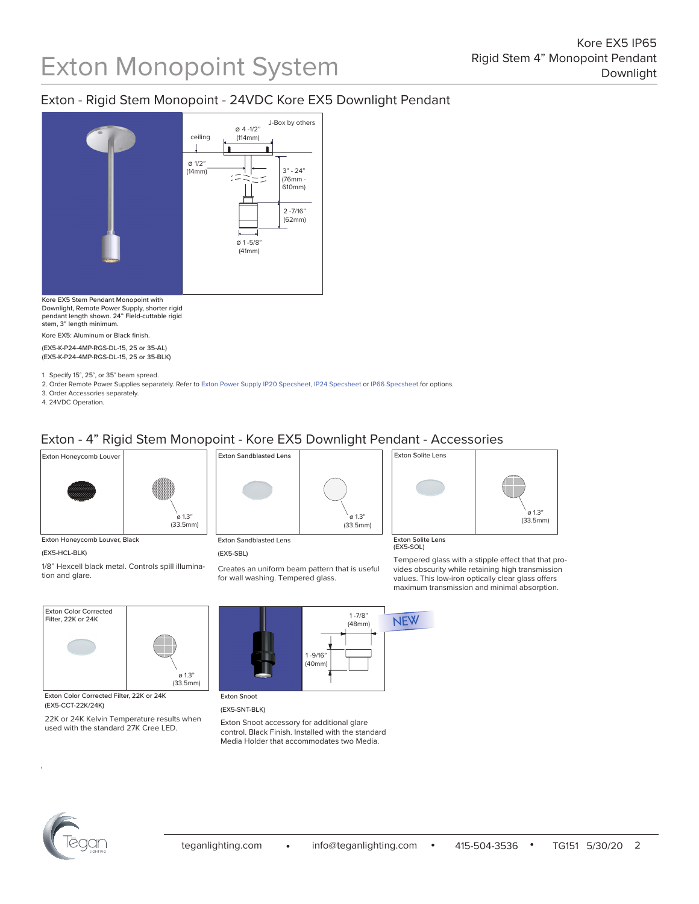# Exton Monopoint System

Kore EX5 IP65
Rigid Stem 4" Monopoint Pendant
Downlight

## Exton - Rigid Stem Monopoint - 24VDC Kore EX5 Downlight Pendant

J-Box by others
ø 4 -1/2" (114mm)
ceiling
ø 1/2" (14mm)
3" - 24" (76mm - 610mm)
2 -7/16" (62mm)
ø 1 -5/8" (41mm)

Kore EX5 Stem Pendant Monopoint with Downlight, Remote Power Supply, shorter rigid pendant length shown. 24" Field-cuttable rigid stem, 3" length minimum.

Kore EX5: Aluminum or Black finish.

(EX5-K-P24-4MP-RGS-DL-15, 25 or 35-AL)
(EX5-K-P24-4MP-RGS-DL-15, 25 or 35-BLK)

1. Specify 15°, 25°, or 35° beam spread.
2. Order Remote Power Supplies separately. Refer to Exton Power Supply IP20 Specsheet, IP24 Specsheet or IP66 Specsheet for options.
3. Order Accessories separately.
4. 24VDC Operation.

## Exton - 4" Rigid Stem Monopoint - Kore EX5 Downlight Pendant - Accessories

Exton Honeycomb Louver

ø 1.3" (33.5mm)

Exton Honeycomb Louver, Black

(EX5-HCL-BLK)

1/8" Hexcell black metal. Controls spill illumination and glare.

Exton Sandblasted Lens

ø 1.3" (33.5mm)

Exton Sandblasted Lens

(EX5-SBL)

Creates an uniform beam pattern that is useful for wall washing. Tempered glass.

Exton Solite Lens

ø 1.3" (33.5mm)

Exton Solite Lens
(EX5-SOL)

Tempered glass with a stipple effect that that provides obscurity while retaining high transmission values. This low-iron optically clear glass offers maximum transmission and minimal absorption.

Exton Color Corrected Filter, 22K or 24K

ø 1.3" (33.5mm)

Exton Color Corrected Filter, 22K or 24K
(EX5-CCT-22K/24K)

22K or 24K Kelvin Temperature results when used with the standard 27K Cree LED.

1 -7/8" (48mm)
1 -9/16" (40mm)

NEW

Exton Snoot

(EX5-SNT-BLK)

Exton Snoot accessory for additional glare control. Black Finish. Installed with the standard Media Holder that accommodates two Media.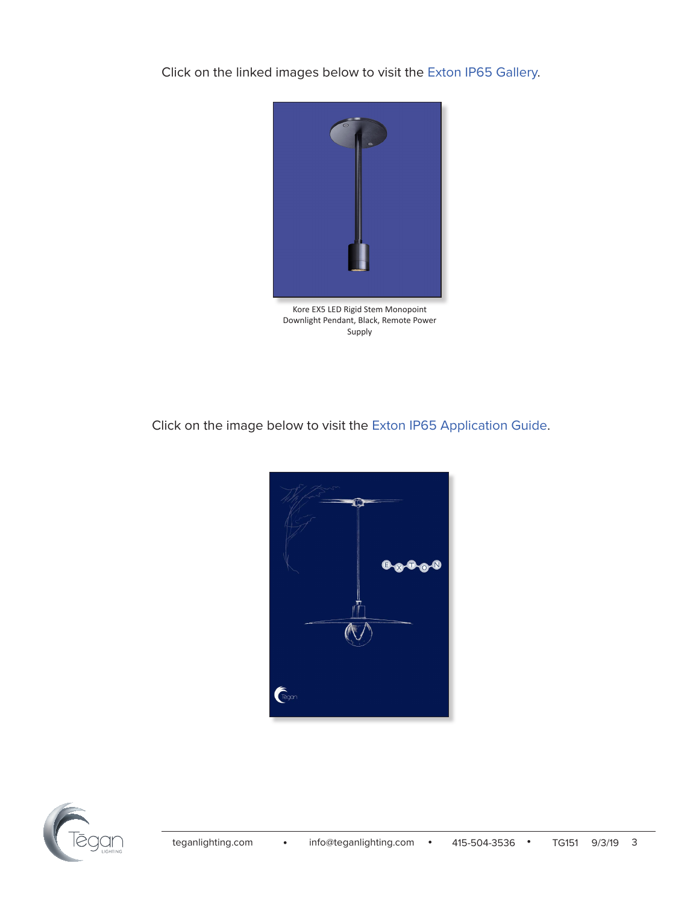Click on the linked images below to visit the Exton IP65 Gallery.

Kore EX5 LED Rigid Stem Monopoint Downlight Pendant, Black, Remote Power Supply

Click on the image below to visit the Exton IP65 Application Guide.